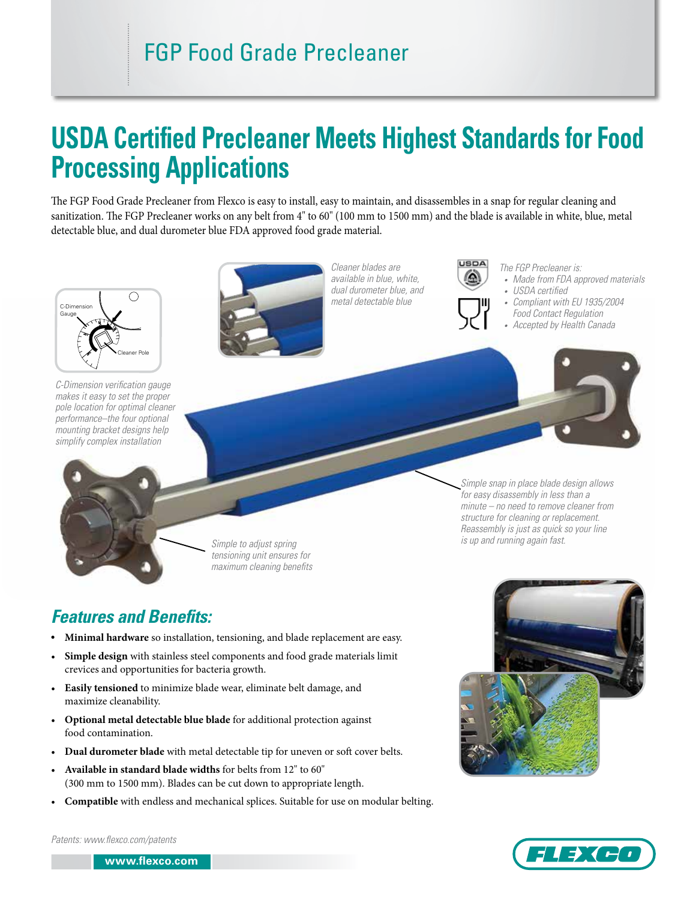# FGP Food Grade Precleaner

## USDA Certified Precleaner Meets Highest Standards for Food Processing Applications

The FGP Food Grade Precleaner from Flexco is easy to install, easy to maintain, and disassembles in a snap for regular cleaning and sanitization. The FGP Precleaner works on any belt from 4" to 60" (100 mm to 1500 mm) and the blade is available in white, blue, metal detectable blue, and dual durometer blue FDA approved food grade material.

C-Dimension Gauge

Cleaner Pole

*C-Dimension verification gauge makes it easy to set the proper pole location for optimal cleaner performance–the four optional mounting bracket designs help simplify complex installation*

*Cleaner blades are available in blue, white, dual durometer blue, and metal detectable blue*

USDA

*The FGP Precleaner is:*

- *Made from FDA approved materials*
- *USDA certified*
- *Compliant with EU 1935/2004 Food Contact Regulation*
- *Accepted by Health Canada*

*Simple snap in place blade design allows for easy disassembly in less than a minute – no need to remove cleaner from structure for cleaning or replacement. Reassembly is just as quick so your line is up and running again fast.*

*Simple to adjust spring tensioning unit ensures for maximum cleaning benefits*

### *Features and Benefits:*

- **Minimal hardware** so installation, tensioning, and blade replacement are easy.
- **Simple design** with stainless steel components and food grade materials limit crevices and opportunities for bacteria growth.
- **Easily tensioned** to minimize blade wear, eliminate belt damage, and maximize cleanability.
- **Optional metal detectable blue blade** for additional protection against food contamination.
- **Dual durometer blade** with metal detectable tip for uneven or soft cover belts.
- **Available in standard blade widths** for belts from 12" to 60" (300 mm to 1500 mm). Blades can be cut down to appropriate length.
- **Compatible** with endless and mechanical splices. Suitable for use on modular belting.

*Patents: www.flexco.com/patents*

www.flexco.com

FLEXCO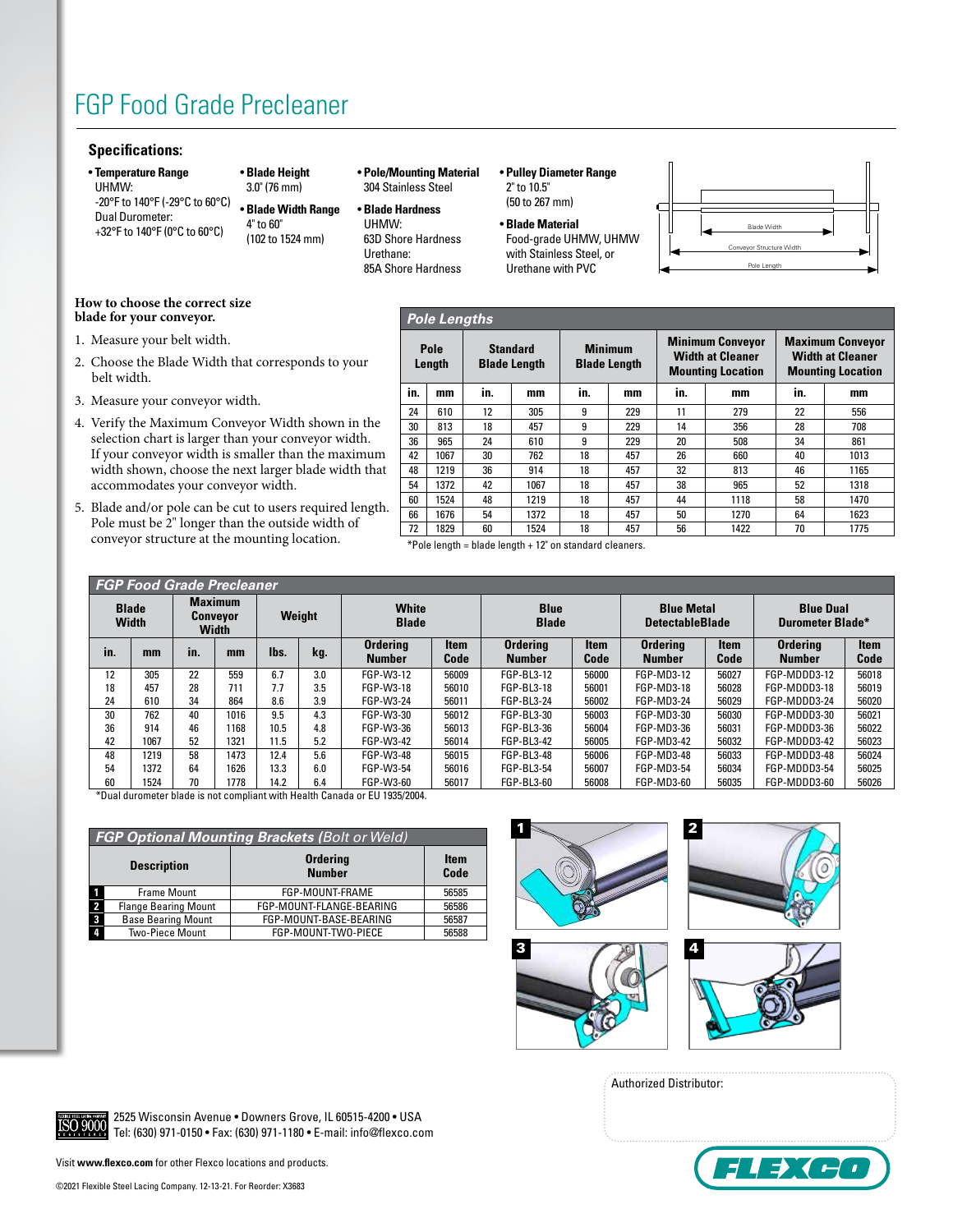# FGP Food Grade Precleaner

## Specifications:

- **Temperature Range**
  UHMW:
  -20°F to 140°F (-29°C to 60°C)
  Dual Durometer:
  +32°F to 140°F (0°C to 60°C)
- **Blade Height**
  3.0" (76 mm)
- **Blade Width Range**
  4" to 60"
  (102 to 1524 mm)
- **Pole/Mounting Material**
  304 Stainless Steel
- **Blade Hardness**
  UHMW:
  63D Shore Hardness
  Urethane:
  85A Shore Hardness
- **Pulley Diameter Range**
  2" to 10.5"
  (50 to 267 mm)
- **Blade Material**
  Food-grade UHMW, UHMW with Stainless Steel, or Urethane with PVC

Blade Width
Conveyor Structure Width
Pole Length

**How to choose the correct size blade for your conveyor.**

1. Measure your belt width.
2. Choose the Blade Width that corresponds to your belt width.
3. Measure your conveyor width.
4. Verify the Maximum Conveyor Width shown in the selection chart is larger than your conveyor width. If your conveyor width is smaller than the maximum width shown, choose the next larger blade width that accommodates your conveyor width.
5. Blade and/or pole can be cut to users required length. Pole must be 2" longer than the outside width of conveyor structure at the mounting location.

***Pole Lengths***

| Pole Length | | Standard Blade Length | | Minimum Blade Length | | Minimum Conveyor Width at Cleaner Mounting Location | | Maximum Conveyor Width at Cleaner Mounting Location | |
|---|---|---|---|---|---|---|---|---|---|
| in. | mm | in. | mm | in. | mm | in. | mm | in. | mm |
| 24 | 610 | 12 | 305 | 9 | 229 | 11 | 279 | 22 | 556 |
| 30 | 813 | 18 | 457 | 9 | 229 | 14 | 356 | 28 | 708 |
| 36 | 965 | 24 | 610 | 9 | 229 | 20 | 508 | 34 | 861 |
| 42 | 1067 | 30 | 762 | 18 | 457 | 26 | 660 | 40 | 1013 |
| 48 | 1219 | 36 | 914 | 18 | 457 | 32 | 813 | 46 | 1165 |
| 54 | 1372 | 42 | 1067 | 18 | 457 | 38 | 965 | 52 | 1318 |
| 60 | 1524 | 48 | 1219 | 18 | 457 | 44 | 1118 | 58 | 1470 |
| 66 | 1676 | 54 | 1372 | 18 | 457 | 50 | 1270 | 64 | 1623 |
| 72 | 1829 | 60 | 1524 | 18 | 457 | 56 | 1422 | 70 | 1775 |

*Pole length = blade length + 12" on standard cleaners.

***FGP Food Grade Precleaner***

| Blade Width | | Maximum Conveyor Width | | Weight | | White Blade | | Blue Blade | | Blue Metal DetectableBlade | | Blue Dual Durometer Blade* | |
|---|---|---|---|---|---|---|---|---|---|---|---|---|---|
| in. | mm | in. | mm | lbs. | kg. | Ordering Number | Item Code | Ordering Number | Item Code | Ordering Number | Item Code | Ordering Number | Item Code |
| 12 | 305 | 22 | 559 | 6.7 | 3.0 | FGP-W3-12 | 56009 | FGP-BL3-12 | 56000 | FGP-MD3-12 | 56027 | FGP-MDDD3-12 | 56018 |
| 18 | 457 | 28 | 711 | 7.7 | 3.5 | FGP-W3-18 | 56010 | FGP-BL3-18 | 56001 | FGP-MD3-18 | 56028 | FGP-MDDD3-18 | 56019 |
| 24 | 610 | 34 | 864 | 8.6 | 3.9 | FGP-W3-24 | 56011 | FGP-BL3-24 | 56002 | FGP-MD3-24 | 56029 | FGP-MDDD3-24 | 56020 |
| 30 | 762 | 40 | 1016 | 9.5 | 4.3 | FGP-W3-30 | 56012 | FGP-BL3-30 | 56003 | FGP-MD3-30 | 56030 | FGP-MDDD3-30 | 56021 |
| 36 | 914 | 46 | 1168 | 10.5 | 4.8 | FGP-W3-36 | 56013 | FGP-BL3-36 | 56004 | FGP-MD3-36 | 56031 | FGP-MDDD3-36 | 56022 |
| 42 | 1067 | 52 | 1321 | 11.5 | 5.2 | FGP-W3-42 | 56014 | FGP-BL3-42 | 56005 | FGP-MD3-42 | 56032 | FGP-MDDD3-42 | 56023 |
| 48 | 1219 | 58 | 1473 | 12.4 | 5.6 | FGP-W3-48 | 56015 | FGP-BL3-48 | 56006 | FGP-MD3-48 | 56033 | FGP-MDDD3-48 | 56024 |
| 54 | 1372 | 64 | 1626 | 13.3 | 6.0 | FGP-W3-54 | 56016 | FGP-BL3-54 | 56007 | FGP-MD3-54 | 56034 | FGP-MDDD3-54 | 56025 |
| 60 | 1524 | 70 | 1778 | 14.2 | 6.4 | FGP-W3-60 | 56017 | FGP-BL3-60 | 56008 | FGP-MD3-60 | 56035 | FGP-MDDD3-60 | 56026 |

*Dual durometer blade is not compliant with Health Canada or EU 1935/2004.

***FGP Optional Mounting Brackets** (Bolt or Weld)*

| Description | Ordering Number | Item Code |
|---|---|---|
| 1 Frame Mount | FGP-MOUNT-FRAME | 56585 |
| 2 Flange Bearing Mount | FGP-MOUNT-FLANGE-BEARING | 56586 |
| 3 Base Bearing Mount | FGP-MOUNT-BASE-BEARING | 56587 |
| 4 Two-Piece Mount | FGP-MOUNT-TWO-PIECE | 56588 |

1
2
3
4

Authorized Distributor:

ISO 9000

2525 Wisconsin Avenue • Downers Grove, IL 60515-4200 • USA
Tel: (630) 971-0150 • Fax: (630) 971-1180 • E-mail: info@flexco.com

Visit **www.flexco.com** for other Flexco locations and products.

©2021 Flexible Steel Lacing Company. 12-13-21. For Reorder: X3683

FLEXCO